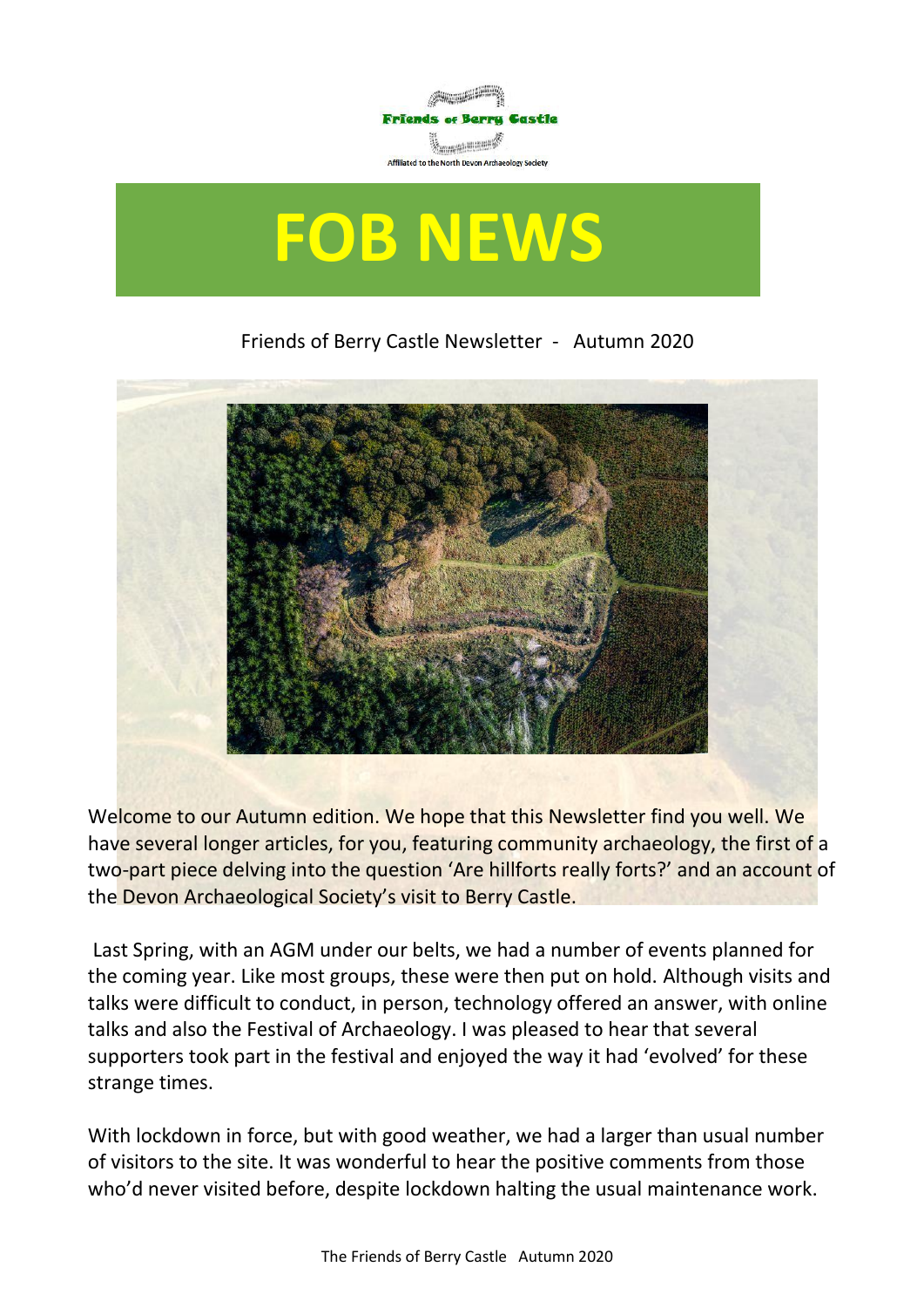Friends of Berry Castle

Affiliated to the North Devon Archaeology Society

# FOB NEWS

Friends of Berry Castle Newsletter - Autumn 2020

Welcome to our Autumn edition. We hope that this Newsletter find you well. We have several longer articles, for you, featuring community archaeology, the first of a two-part piece delving into the question 'Are hillforts really forts?' and an account of the Devon Archaeological Society's visit to Berry Castle.

Last Spring, with an AGM under our belts, we had a number of events planned for the coming year. Like most groups, these were then put on hold. Although visits and talks were difficult to conduct, in person, technology offered an answer, with online talks and also the Festival of Archaeology. I was pleased to hear that several supporters took part in the festival and enjoyed the way it had 'evolved' for these strange times.

With lockdown in force, but with good weather, we had a larger than usual number of visitors to the site. It was wonderful to hear the positive comments from those who'd never visited before, despite lockdown halting the usual maintenance work.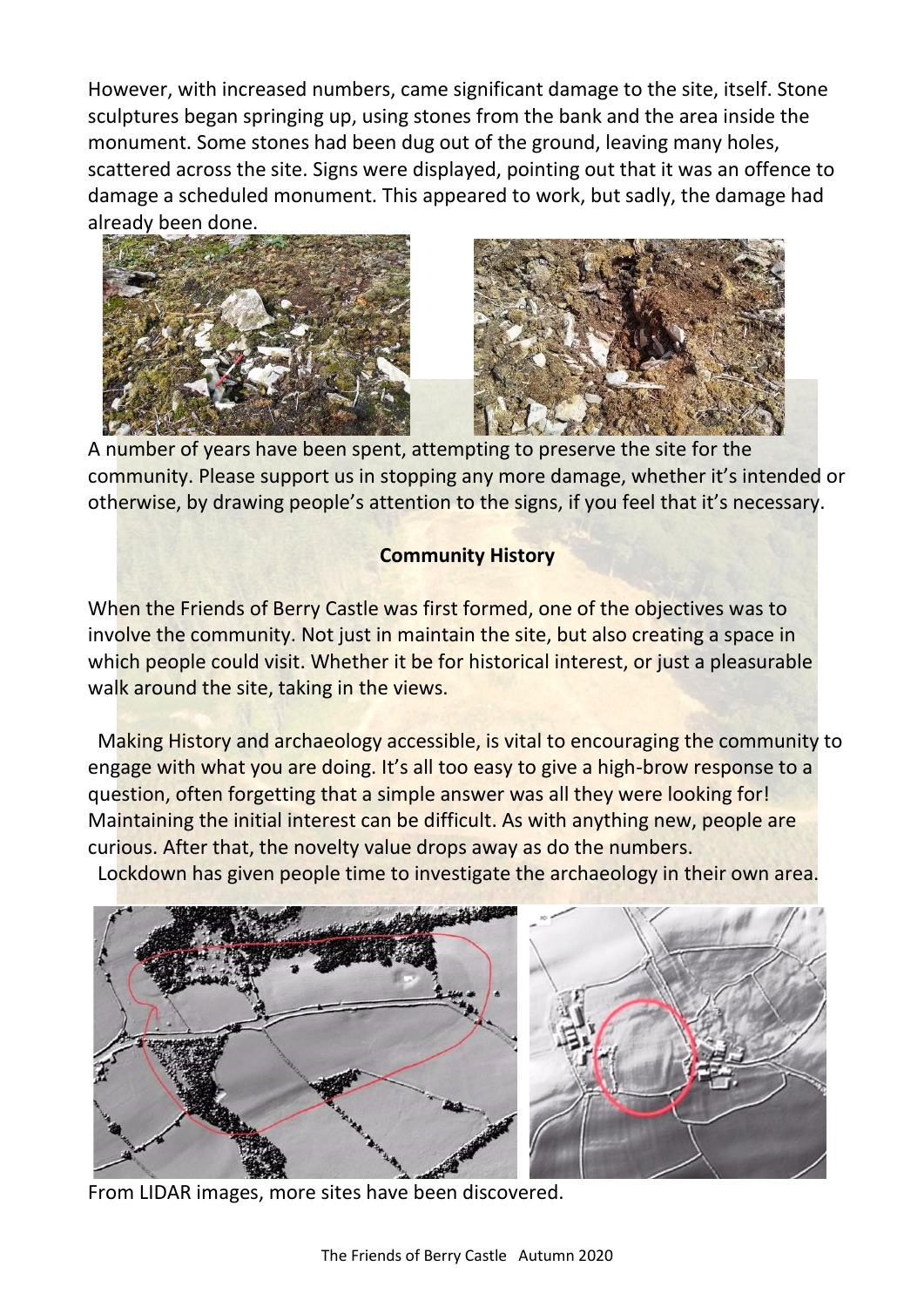However, with increased numbers, came significant damage to the site, itself. Stone sculptures began springing up, using stones from the bank and the area inside the monument. Some stones had been dug out of the ground, leaving many holes, scattered across the site. Signs were displayed, pointing out that it was an offence to damage a scheduled monument. This appeared to work, but sadly, the damage had already been done.

A number of years have been spent, attempting to preserve the site for the community. Please support us in stopping any more damage, whether it's intended or otherwise, by drawing people's attention to the signs, if you feel that it's necessary.

**Community History**

When the Friends of Berry Castle was first formed, one of the objectives was to involve the community. Not just in maintain the site, but also creating a space in which people could visit. Whether it be for historical interest, or just a pleasurable walk around the site, taking in the views.

Making History and archaeology accessible, is vital to encouraging the community to engage with what you are doing. It's all too easy to give a high-brow response to a question, often forgetting that a simple answer was all they were looking for! Maintaining the initial interest can be difficult. As with anything new, people are curious. After that, the novelty value drops away as do the numbers.

Lockdown has given people time to investigate the archaeology in their own area.

From LIDAR images, more sites have been discovered.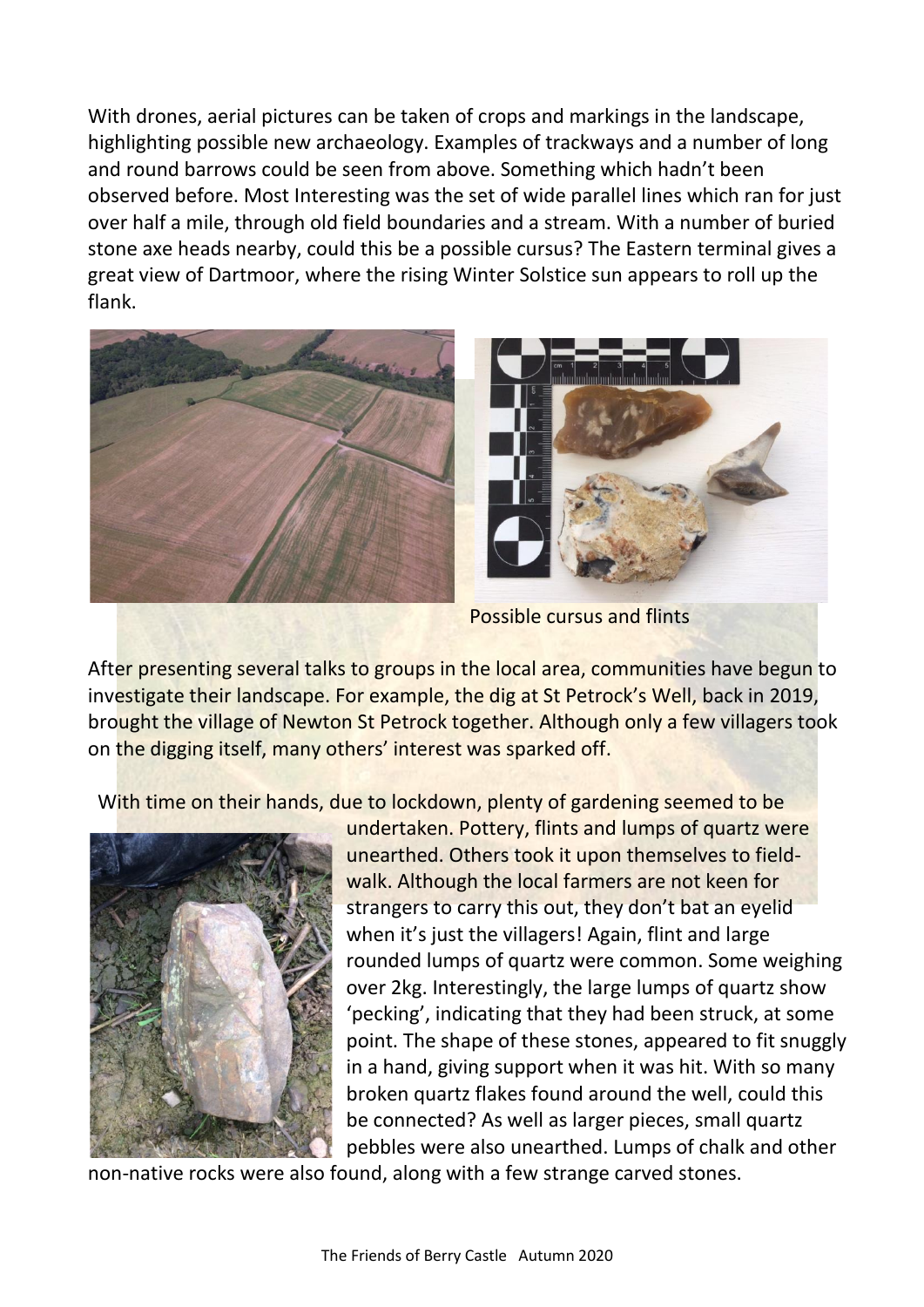With drones, aerial pictures can be taken of crops and markings in the landscape, highlighting possible new archaeology. Examples of trackways and a number of long and round barrows could be seen from above. Something which hadn't been observed before. Most Interesting was the set of wide parallel lines which ran for just over half a mile, through old field boundaries and a stream. With a number of buried stone axe heads nearby, could this be a possible cursus? The Eastern terminal gives a great view of Dartmoor, where the rising Winter Solstice sun appears to roll up the flank.

Possible cursus and flints

After presenting several talks to groups in the local area, communities have begun to investigate their landscape. For example, the dig at St Petrock's Well, back in 2019, brought the village of Newton St Petrock together. Although only a few villagers took on the digging itself, many others' interest was sparked off.

With time on their hands, due to lockdown, plenty of gardening seemed to be undertaken. Pottery, flints and lumps of quartz were unearthed. Others took it upon themselves to field-walk. Although the local farmers are not keen for strangers to carry this out, they don't bat an eyelid when it's just the villagers! Again, flint and large rounded lumps of quartz were common. Some weighing over 2kg. Interestingly, the large lumps of quartz show 'pecking', indicating that they had been struck, at some point. The shape of these stones, appeared to fit snuggly in a hand, giving support when it was hit. With so many broken quartz flakes found around the well, could this be connected? As well as larger pieces, small quartz pebbles were also unearthed. Lumps of chalk and other non-native rocks were also found, along with a few strange carved stones.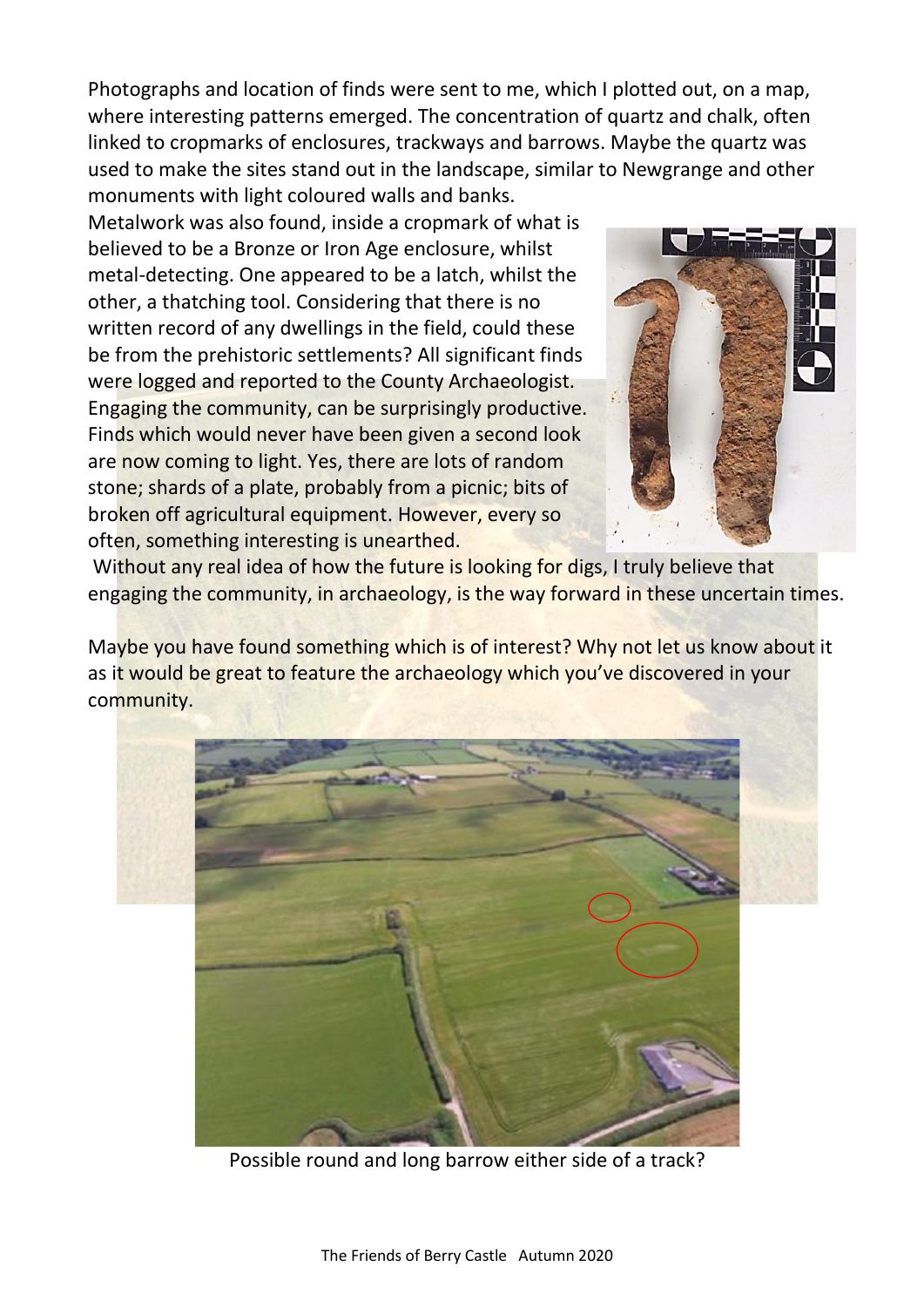Photographs and location of finds were sent to me, which I plotted out, on a map, where interesting patterns emerged. The concentration of quartz and chalk, often linked to cropmarks of enclosures, trackways and barrows. Maybe the quartz was used to make the sites stand out in the landscape, similar to Newgrange and other monuments with light coloured walls and banks.

Metalwork was also found, inside a cropmark of what is believed to be a Bronze or Iron Age enclosure, whilst metal-detecting. One appeared to be a latch, whilst the other, a thatching tool. Considering that there is no written record of any dwellings in the field, could these be from the prehistoric settlements? All significant finds were logged and reported to the County Archaeologist. Engaging the community, can be surprisingly productive. Finds which would never have been given a second look are now coming to light. Yes, there are lots of random stone; shards of a plate, probably from a picnic; bits of broken off agricultural equipment. However, every so often, something interesting is unearthed.

Without any real idea of how the future is looking for digs, I truly believe that engaging the community, in archaeology, is the way forward in these uncertain times.

Maybe you have found something which is of interest? Why not let us know about it as it would be great to feature the archaeology which you've discovered in your community.

Possible round and long barrow either side of a track?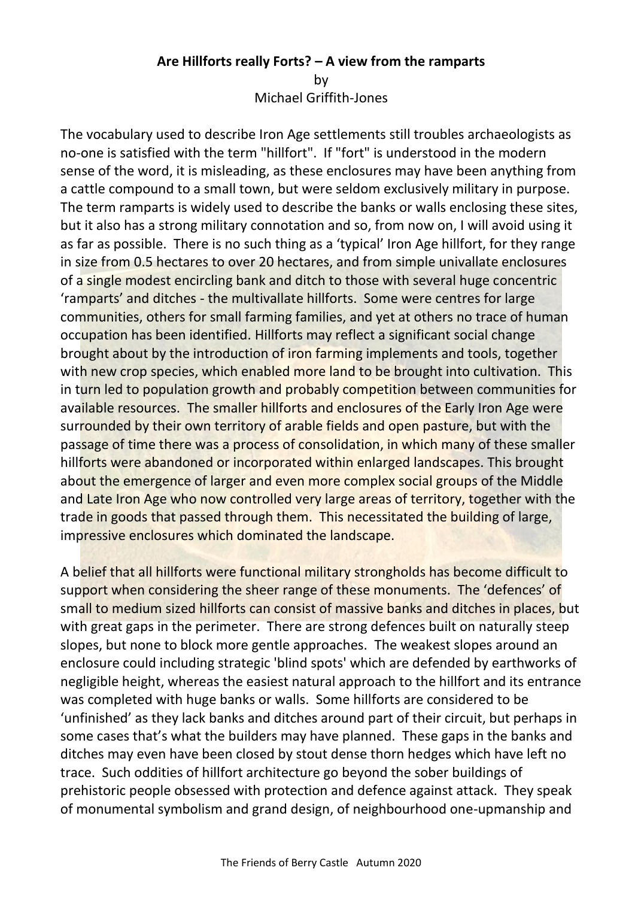**Are Hillforts really Forts? – A view from the ramparts**

by

Michael Griffith-Jones

The vocabulary used to describe Iron Age settlements still troubles archaeologists as no-one is satisfied with the term "hillfort". If "fort" is understood in the modern sense of the word, it is misleading, as these enclosures may have been anything from a cattle compound to a small town, but were seldom exclusively military in purpose. The term ramparts is widely used to describe the banks or walls enclosing these sites, but it also has a strong military connotation and so, from now on, I will avoid using it as far as possible. There is no such thing as a 'typical' Iron Age hillfort, for they range in size from 0.5 hectares to over 20 hectares, and from simple univallate enclosures of a single modest encircling bank and ditch to those with several huge concentric 'ramparts' and ditches - the multivallate hillforts. Some were centres for large communities, others for small farming families, and yet at others no trace of human occupation has been identified. Hillforts may reflect a significant social change brought about by the introduction of iron farming implements and tools, together with new crop species, which enabled more land to be brought into cultivation. This in turn led to population growth and probably competition between communities for available resources. The smaller hillforts and enclosures of the Early Iron Age were surrounded by their own territory of arable fields and open pasture, but with the passage of time there was a process of consolidation, in which many of these smaller hillforts were abandoned or incorporated within enlarged landscapes. This brought about the emergence of larger and even more complex social groups of the Middle and Late Iron Age who now controlled very large areas of territory, together with the trade in goods that passed through them. This necessitated the building of large, impressive enclosures which dominated the landscape.

A belief that all hillforts were functional military strongholds has become difficult to support when considering the sheer range of these monuments. The 'defences' of small to medium sized hillforts can consist of massive banks and ditches in places, but with great gaps in the perimeter. There are strong defences built on naturally steep slopes, but none to block more gentle approaches. The weakest slopes around an enclosure could including strategic 'blind spots' which are defended by earthworks of negligible height, whereas the easiest natural approach to the hillfort and its entrance was completed with huge banks or walls. Some hillforts are considered to be 'unfinished' as they lack banks and ditches around part of their circuit, but perhaps in some cases that's what the builders may have planned. These gaps in the banks and ditches may even have been closed by stout dense thorn hedges which have left no trace. Such oddities of hillfort architecture go beyond the sober buildings of prehistoric people obsessed with protection and defence against attack. They speak of monumental symbolism and grand design, of neighbourhood one-upmanship and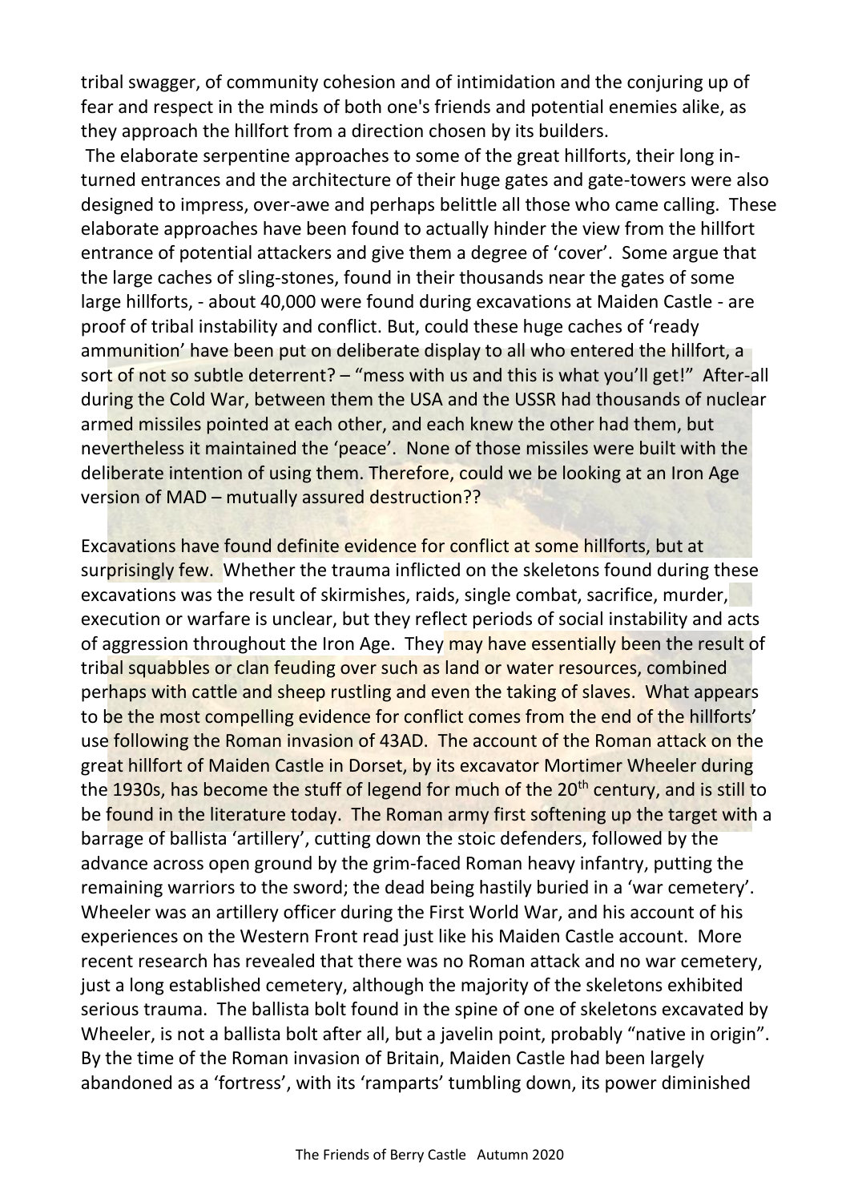tribal swagger, of community cohesion and of intimidation and the conjuring up of fear and respect in the minds of both one's friends and potential enemies alike, as they approach the hillfort from a direction chosen by its builders.

The elaborate serpentine approaches to some of the great hillforts, their long in-turned entrances and the architecture of their huge gates and gate-towers were also designed to impress, over-awe and perhaps belittle all those who came calling. These elaborate approaches have been found to actually hinder the view from the hillfort entrance of potential attackers and give them a degree of 'cover'. Some argue that the large caches of sling-stones, found in their thousands near the gates of some large hillforts, - about 40,000 were found during excavations at Maiden Castle - are proof of tribal instability and conflict. But, could these huge caches of 'ready ammunition' have been put on deliberate display to all who entered the hillfort, a sort of not so subtle deterrent? – "mess with us and this is what you'll get!" After-all during the Cold War, between them the USA and the USSR had thousands of nuclear armed missiles pointed at each other, and each knew the other had them, but nevertheless it maintained the 'peace'. None of those missiles were built with the deliberate intention of using them. Therefore, could we be looking at an Iron Age version of MAD – mutually assured destruction??

Excavations have found definite evidence for conflict at some hillforts, but at surprisingly few. Whether the trauma inflicted on the skeletons found during these excavations was the result of skirmishes, raids, single combat, sacrifice, murder, execution or warfare is unclear, but they reflect periods of social instability and acts of aggression throughout the Iron Age. They may have essentially been the result of tribal squabbles or clan feuding over such as land or water resources, combined perhaps with cattle and sheep rustling and even the taking of slaves. What appears to be the most compelling evidence for conflict comes from the end of the hillforts' use following the Roman invasion of 43AD. The account of the Roman attack on the great hillfort of Maiden Castle in Dorset, by its excavator Mortimer Wheeler during the 1930s, has become the stuff of legend for much of the 20th century, and is still to be found in the literature today. The Roman army first softening up the target with a barrage of ballista 'artillery', cutting down the stoic defenders, followed by the advance across open ground by the grim-faced Roman heavy infantry, putting the remaining warriors to the sword; the dead being hastily buried in a 'war cemetery'. Wheeler was an artillery officer during the First World War, and his account of his experiences on the Western Front read just like his Maiden Castle account. More recent research has revealed that there was no Roman attack and no war cemetery, just a long established cemetery, although the majority of the skeletons exhibited serious trauma. The ballista bolt found in the spine of one of skeletons excavated by Wheeler, is not a ballista bolt after all, but a javelin point, probably "native in origin". By the time of the Roman invasion of Britain, Maiden Castle had been largely abandoned as a 'fortress', with its 'ramparts' tumbling down, its power diminished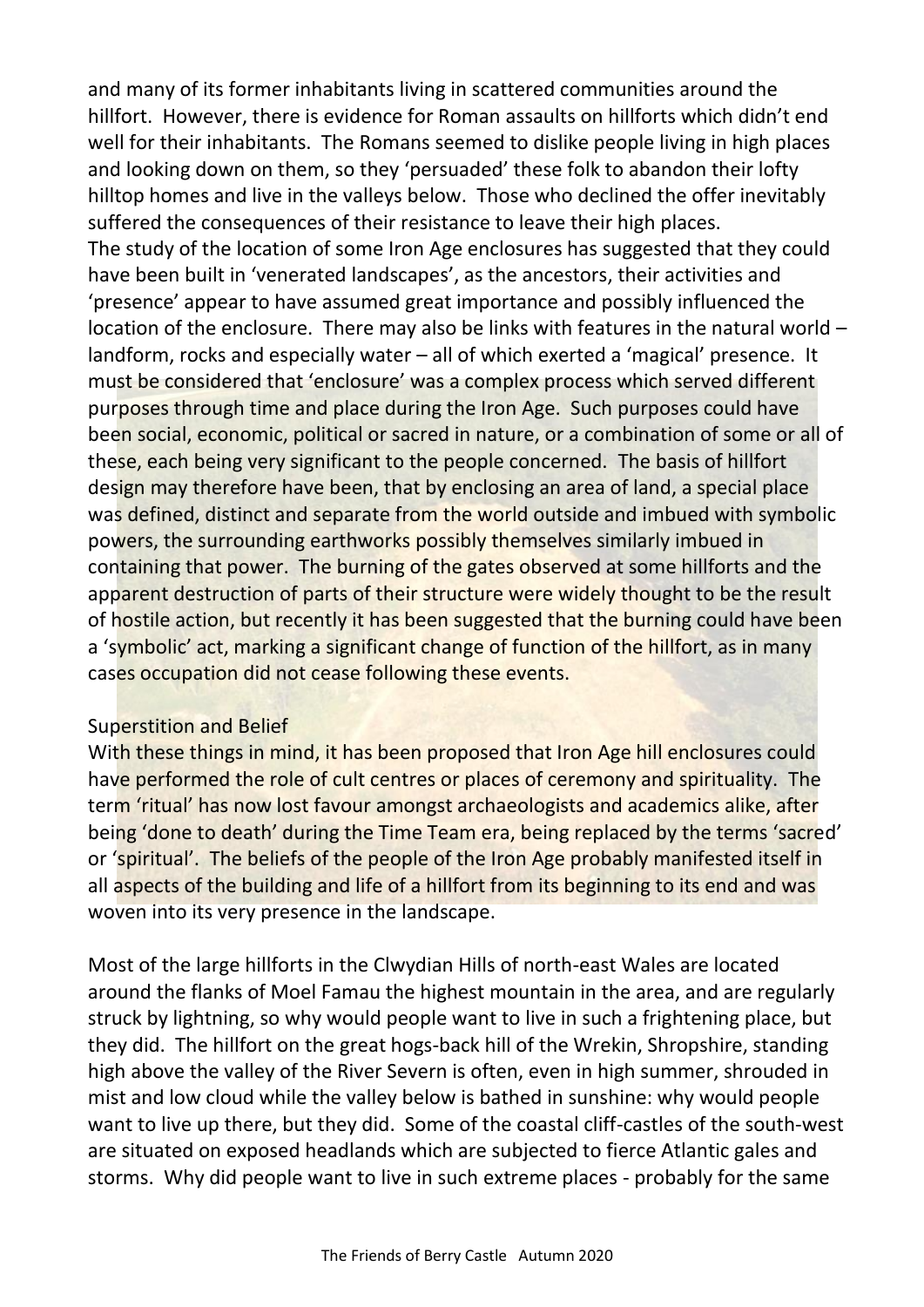and many of its former inhabitants living in scattered communities around the hillfort. However, there is evidence for Roman assaults on hillforts which didn't end well for their inhabitants. The Romans seemed to dislike people living in high places and looking down on them, so they 'persuaded' these folk to abandon their lofty hilltop homes and live in the valleys below. Those who declined the offer inevitably suffered the consequences of their resistance to leave their high places.
The study of the location of some Iron Age enclosures has suggested that they could have been built in 'venerated landscapes', as the ancestors, their activities and 'presence' appear to have assumed great importance and possibly influenced the location of the enclosure. There may also be links with features in the natural world – landform, rocks and especially water – all of which exerted a 'magical' presence. It must be considered that 'enclosure' was a complex process which served different purposes through time and place during the Iron Age. Such purposes could have been social, economic, political or sacred in nature, or a combination of some or all of these, each being very significant to the people concerned. The basis of hillfort design may therefore have been, that by enclosing an area of land, a special place was defined, distinct and separate from the world outside and imbued with symbolic powers, the surrounding earthworks possibly themselves similarly imbued in containing that power. The burning of the gates observed at some hillforts and the apparent destruction of parts of their structure were widely thought to be the result of hostile action, but recently it has been suggested that the burning could have been a 'symbolic' act, marking a significant change of function of the hillfort, as in many cases occupation did not cease following these events.

## Superstition and Belief

With these things in mind, it has been proposed that Iron Age hill enclosures could have performed the role of cult centres or places of ceremony and spirituality. The term 'ritual' has now lost favour amongst archaeologists and academics alike, after being 'done to death' during the Time Team era, being replaced by the terms 'sacred' or 'spiritual'. The beliefs of the people of the Iron Age probably manifested itself in all aspects of the building and life of a hillfort from its beginning to its end and was woven into its very presence in the landscape.

Most of the large hillforts in the Clwydian Hills of north-east Wales are located around the flanks of Moel Famau the highest mountain in the area, and are regularly struck by lightning, so why would people want to live in such a frightening place, but they did. The hillfort on the great hogs-back hill of the Wrekin, Shropshire, standing high above the valley of the River Severn is often, even in high summer, shrouded in mist and low cloud while the valley below is bathed in sunshine: why would people want to live up there, but they did. Some of the coastal cliff-castles of the south-west are situated on exposed headlands which are subjected to fierce Atlantic gales and storms. Why did people want to live in such extreme places - probably for the same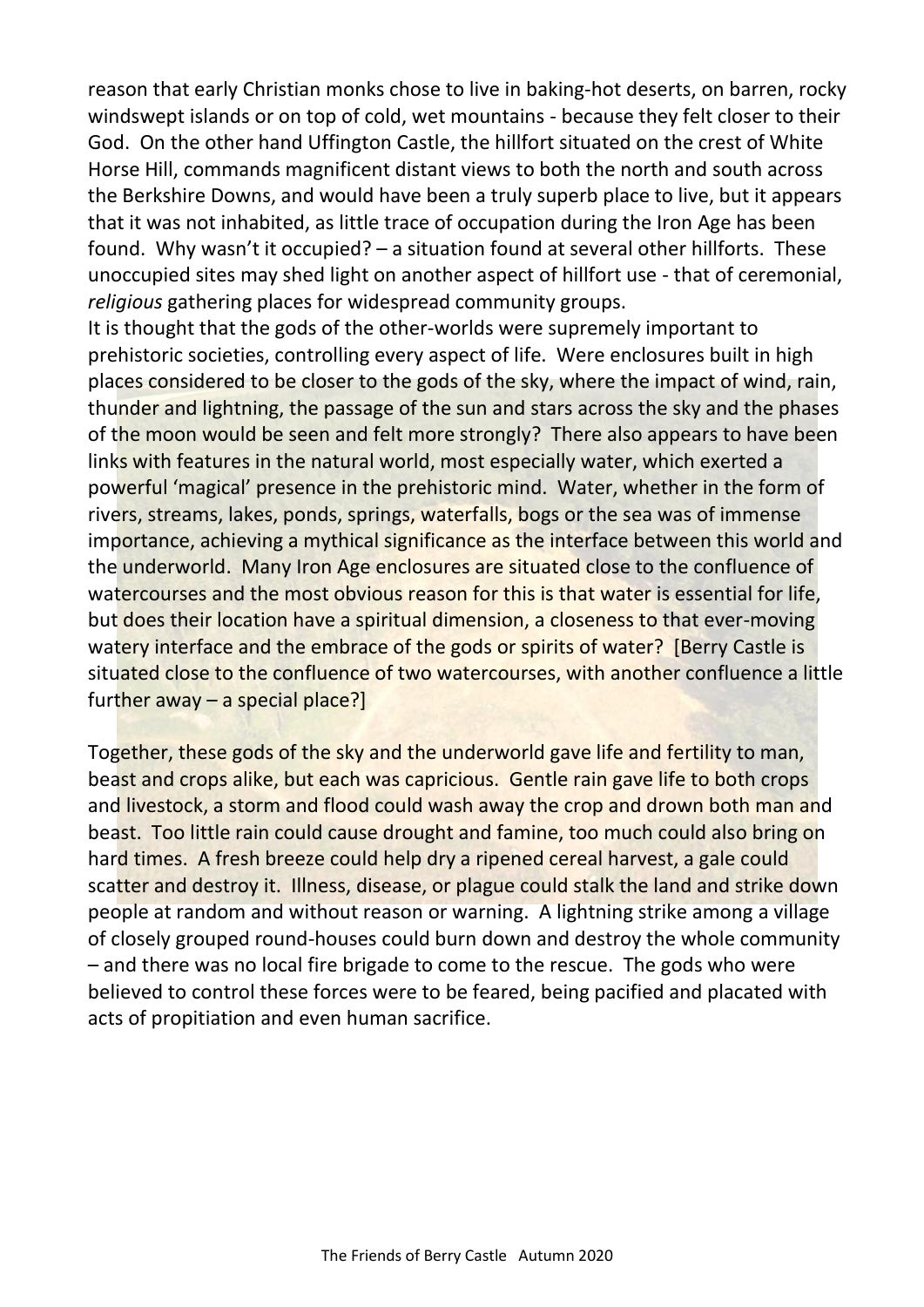reason that early Christian monks chose to live in baking-hot deserts, on barren, rocky windswept islands or on top of cold, wet mountains - because they felt closer to their God. On the other hand Uffington Castle, the hillfort situated on the crest of White Horse Hill, commands magnificent distant views to both the north and south across the Berkshire Downs, and would have been a truly superb place to live, but it appears that it was not inhabited, as little trace of occupation during the Iron Age has been found. Why wasn't it occupied? – a situation found at several other hillforts. These unoccupied sites may shed light on another aspect of hillfort use - that of ceremonial, *religious* gathering places for widespread community groups.
It is thought that the gods of the other-worlds were supremely important to prehistoric societies, controlling every aspect of life. Were enclosures built in high places considered to be closer to the gods of the sky, where the impact of wind, rain, thunder and lightning, the passage of the sun and stars across the sky and the phases of the moon would be seen and felt more strongly? There also appears to have been links with features in the natural world, most especially water, which exerted a powerful 'magical' presence in the prehistoric mind. Water, whether in the form of rivers, streams, lakes, ponds, springs, waterfalls, bogs or the sea was of immense importance, achieving a mythical significance as the interface between this world and the underworld. Many Iron Age enclosures are situated close to the confluence of watercourses and the most obvious reason for this is that water is essential for life, but does their location have a spiritual dimension, a closeness to that ever-moving watery interface and the embrace of the gods or spirits of water? [Berry Castle is situated close to the confluence of two watercourses, with another confluence a little further away – a special place?]

Together, these gods of the sky and the underworld gave life and fertility to man, beast and crops alike, but each was capricious. Gentle rain gave life to both crops and livestock, a storm and flood could wash away the crop and drown both man and beast. Too little rain could cause drought and famine, too much could also bring on hard times. A fresh breeze could help dry a ripened cereal harvest, a gale could scatter and destroy it. Illness, disease, or plague could stalk the land and strike down people at random and without reason or warning. A lightning strike among a village of closely grouped round-houses could burn down and destroy the whole community – and there was no local fire brigade to come to the rescue. The gods who were believed to control these forces were to be feared, being pacified and placated with acts of propitiation and even human sacrifice.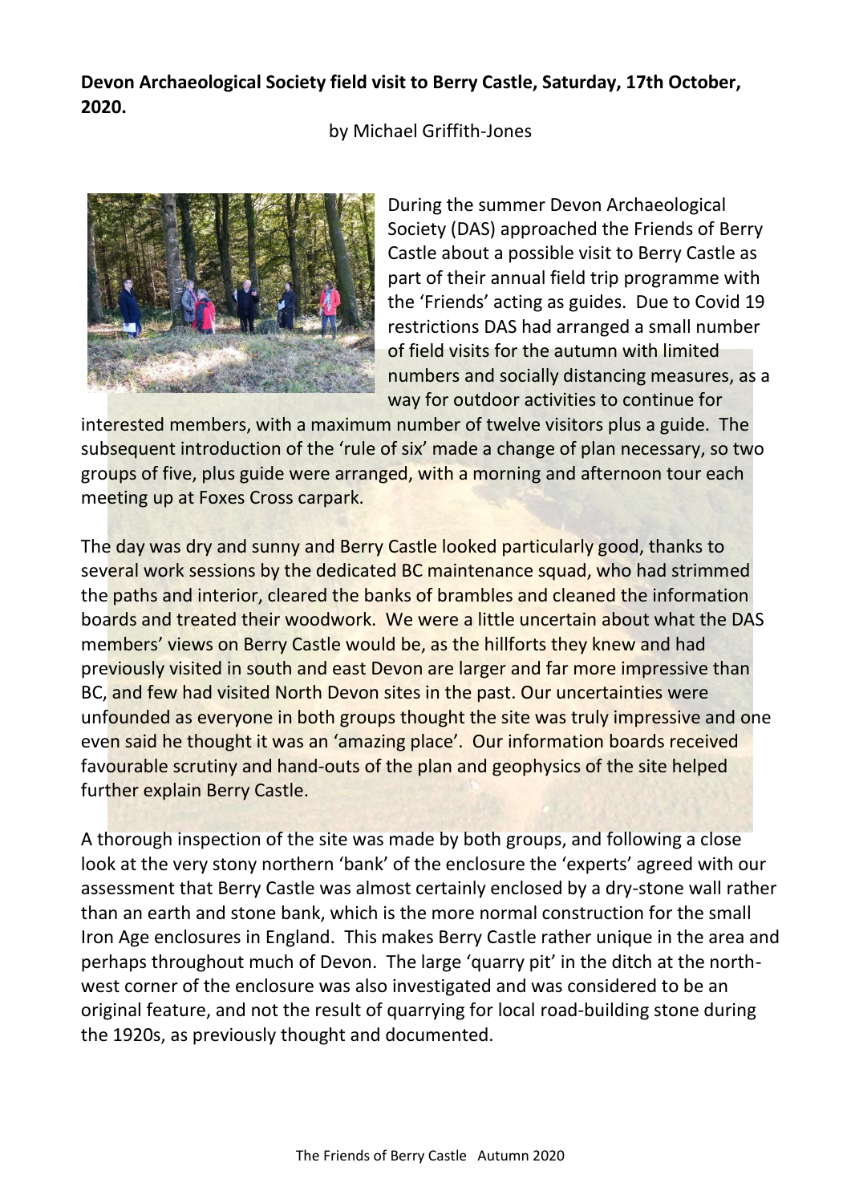**Devon Archaeological Society field visit to Berry Castle, Saturday, 17th October, 2020.**

by Michael Griffith-Jones

During the summer Devon Archaeological Society (DAS) approached the Friends of Berry Castle about a possible visit to Berry Castle as part of their annual field trip programme with the 'Friends' acting as guides. Due to Covid 19 restrictions DAS had arranged a small number of field visits for the autumn with limited numbers and socially distancing measures, as a way for outdoor activities to continue for interested members, with a maximum number of twelve visitors plus a guide. The subsequent introduction of the 'rule of six' made a change of plan necessary, so two groups of five, plus guide were arranged, with a morning and afternoon tour each meeting up at Foxes Cross carpark.

The day was dry and sunny and Berry Castle looked particularly good, thanks to several work sessions by the dedicated BC maintenance squad, who had strimmed the paths and interior, cleared the banks of brambles and cleaned the information boards and treated their woodwork. We were a little uncertain about what the DAS members' views on Berry Castle would be, as the hillforts they knew and had previously visited in south and east Devon are larger and far more impressive than BC, and few had visited North Devon sites in the past. Our uncertainties were unfounded as everyone in both groups thought the site was truly impressive and one even said he thought it was an 'amazing place'. Our information boards received favourable scrutiny and hand-outs of the plan and geophysics of the site helped further explain Berry Castle.

A thorough inspection of the site was made by both groups, and following a close look at the very stony northern 'bank' of the enclosure the 'experts' agreed with our assessment that Berry Castle was almost certainly enclosed by a dry-stone wall rather than an earth and stone bank, which is the more normal construction for the small Iron Age enclosures in England. This makes Berry Castle rather unique in the area and perhaps throughout much of Devon. The large 'quarry pit' in the ditch at the north-west corner of the enclosure was also investigated and was considered to be an original feature, and not the result of quarrying for local road-building stone during the 1920s, as previously thought and documented.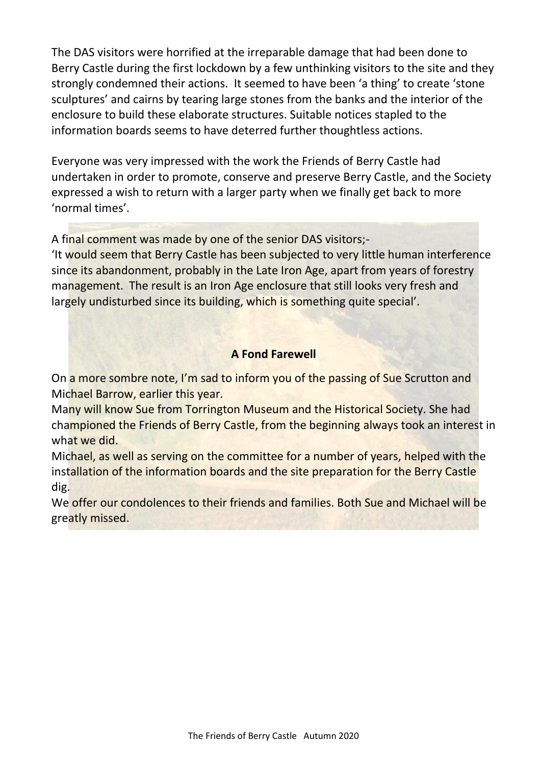The DAS visitors were horrified at the irreparable damage that had been done to Berry Castle during the first lockdown by a few unthinking visitors to the site and they strongly condemned their actions. It seemed to have been 'a thing' to create 'stone sculptures' and cairns by tearing large stones from the banks and the interior of the enclosure to build these elaborate structures. Suitable notices stapled to the information boards seems to have deterred further thoughtless actions.

Everyone was very impressed with the work the Friends of Berry Castle had undertaken in order to promote, conserve and preserve Berry Castle, and the Society expressed a wish to return with a larger party when we finally get back to more 'normal times'.

A final comment was made by one of the senior DAS visitors;-
'It would seem that Berry Castle has been subjected to very little human interference since its abandonment, probably in the Late Iron Age, apart from years of forestry management. The result is an Iron Age enclosure that still looks very fresh and largely undisturbed since its building, which is something quite special'.

**A Fond Farewell**

On a more sombre note, I'm sad to inform you of the passing of Sue Scrutton and Michael Barrow, earlier this year.
Many will know Sue from Torrington Museum and the Historical Society. She had championed the Friends of Berry Castle, from the beginning always took an interest in what we did.
Michael, as well as serving on the committee for a number of years, helped with the installation of the information boards and the site preparation for the Berry Castle dig.
We offer our condolences to their friends and families. Both Sue and Michael will be greatly missed.